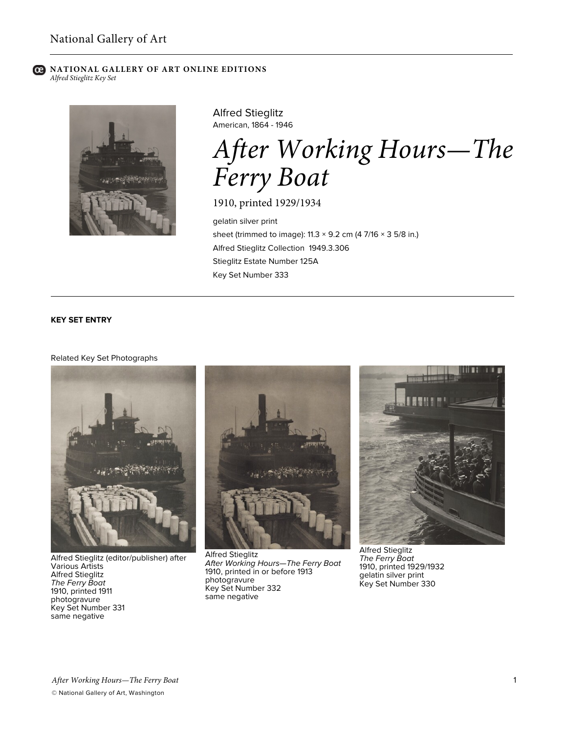National Gallery of Art

**NATIONAL GALLERY OF ART ONLINE EDITIONS**
*Alfred Stieglitz Key Set*

Alfred Stieglitz
American, 1864 - 1946

# *After Working Hours—The Ferry Boat*

1910, printed 1929/1934

gelatin silver print
sheet (trimmed to image): 11.3 × 9.2 cm (4 7/16 × 3 5/8 in.)
Alfred Stieglitz Collection 1949.3.306
Stieglitz Estate Number 125A
Key Set Number 333

---

**KEY SET ENTRY**

Related Key Set Photographs

Alfred Stieglitz (editor/publisher) after Various Artists
Alfred Stieglitz
*The Ferry Boat*
1910, printed 1911
photogravure
Key Set Number 331
same negative

Alfred Stieglitz
*After Working Hours—The Ferry Boat*
1910, printed in or before 1913
photogravure
Key Set Number 332
same negative

Alfred Stieglitz
*The Ferry Boat*
1910, printed 1929/1932
gelatin silver print
Key Set Number 330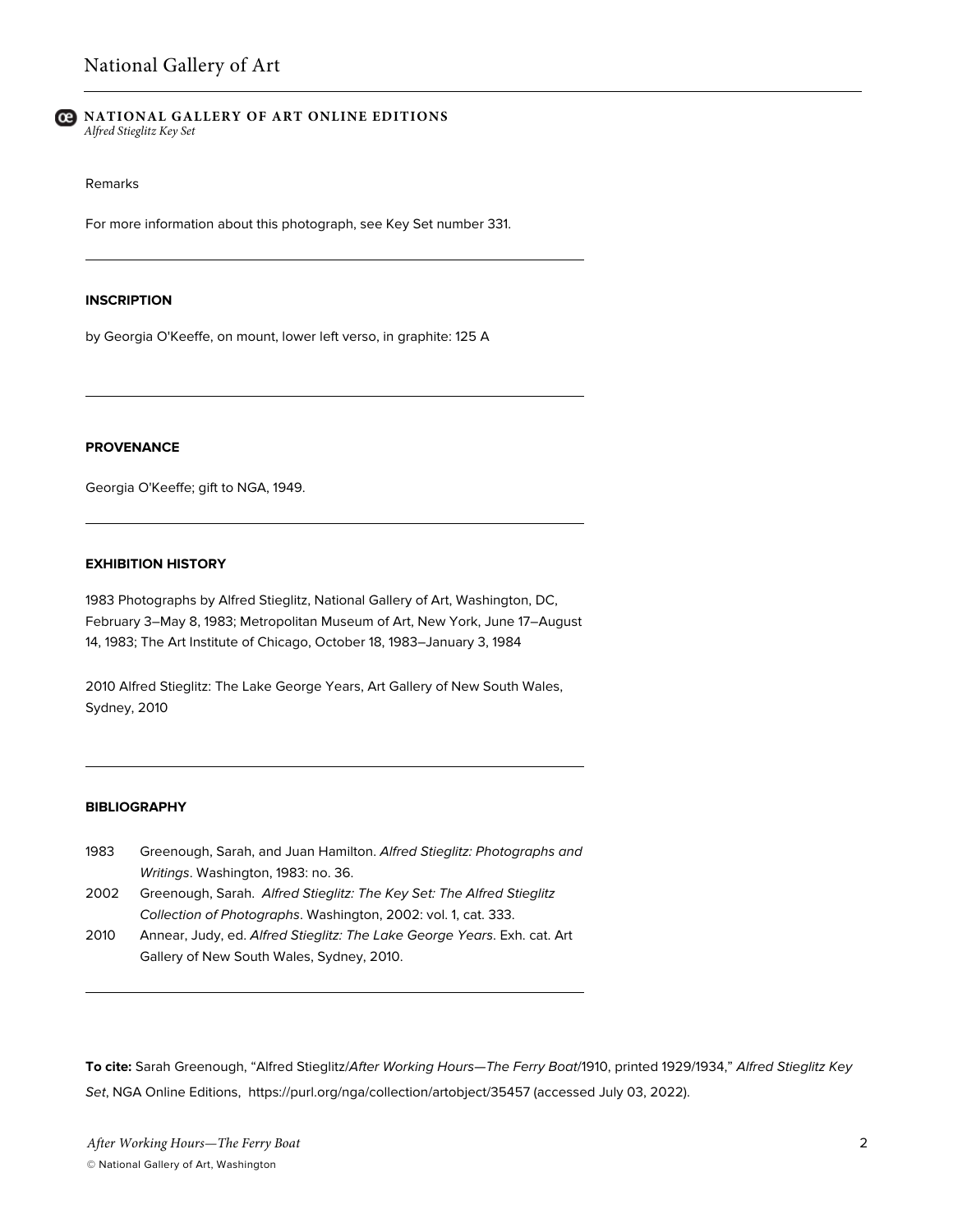Remarks

For more information about this photograph, see Key Set number 331.

### INSCRIPTION

by Georgia O'Keeffe, on mount, lower left verso, in graphite: 125 A

### PROVENANCE

Georgia O'Keeffe; gift to NGA, 1949.

### EXHIBITION HISTORY

1983 Photographs by Alfred Stieglitz, National Gallery of Art, Washington, DC, February 3–May 8, 1983; Metropolitan Museum of Art, New York, June 17–August 14, 1983; The Art Institute of Chicago, October 18, 1983–January 3, 1984

2010 Alfred Stieglitz: The Lake George Years, Art Gallery of New South Wales, Sydney, 2010

### BIBLIOGRAPHY

1983 Greenough, Sarah, and Juan Hamilton. *Alfred Stieglitz: Photographs and Writings*. Washington, 1983: no. 36.

2002 Greenough, Sarah. *Alfred Stieglitz: The Key Set: The Alfred Stieglitz Collection of Photographs*. Washington, 2002: vol. 1, cat. 333.

2010 Annear, Judy, ed. *Alfred Stieglitz: The Lake George Years*. Exh. cat. Art Gallery of New South Wales, Sydney, 2010.

**To cite:** Sarah Greenough, "Alfred Stieglitz/*After Working Hours—The Ferry Boat*/1910, printed 1929/1934," *Alfred Stieglitz Key Set*, NGA Online Editions, https://purl.org/nga/collection/artobject/35457 (accessed July 03, 2022).